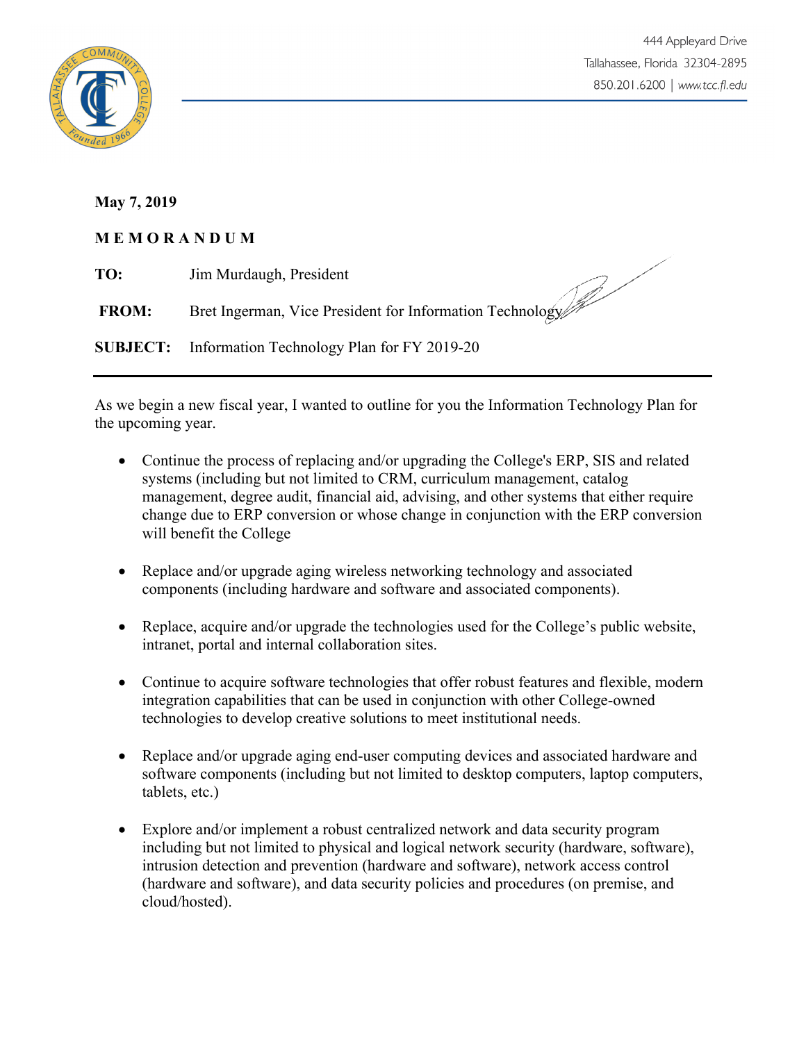444 Appleyard Drive
Tallahassee, Florida 32304-2895
850.201.6200 | www.tcc.fl.edu

**May 7, 2019**

**M E M O R A N D U M**

**TO:** Jim Murdaugh, President

**FROM:** Bret Ingerman, Vice President for Information Technology

**SUBJECT:** Information Technology Plan for FY 2019-20

---

As we begin a new fiscal year, I wanted to outline for you the Information Technology Plan for the upcoming year.

- Continue the process of replacing and/or upgrading the College's ERP, SIS and related systems (including but not limited to CRM, curriculum management, catalog management, degree audit, financial aid, advising, and other systems that either require change due to ERP conversion or whose change in conjunction with the ERP conversion will benefit the College

- Replace and/or upgrade aging wireless networking technology and associated components (including hardware and software and associated components).

- Replace, acquire and/or upgrade the technologies used for the College's public website, intranet, portal and internal collaboration sites.

- Continue to acquire software technologies that offer robust features and flexible, modern integration capabilities that can be used in conjunction with other College-owned technologies to develop creative solutions to meet institutional needs.

- Replace and/or upgrade aging end-user computing devices and associated hardware and software components (including but not limited to desktop computers, laptop computers, tablets, etc.)

- Explore and/or implement a robust centralized network and data security program including but not limited to physical and logical network security (hardware, software), intrusion detection and prevention (hardware and software), network access control (hardware and software), and data security policies and procedures (on premise, and cloud/hosted).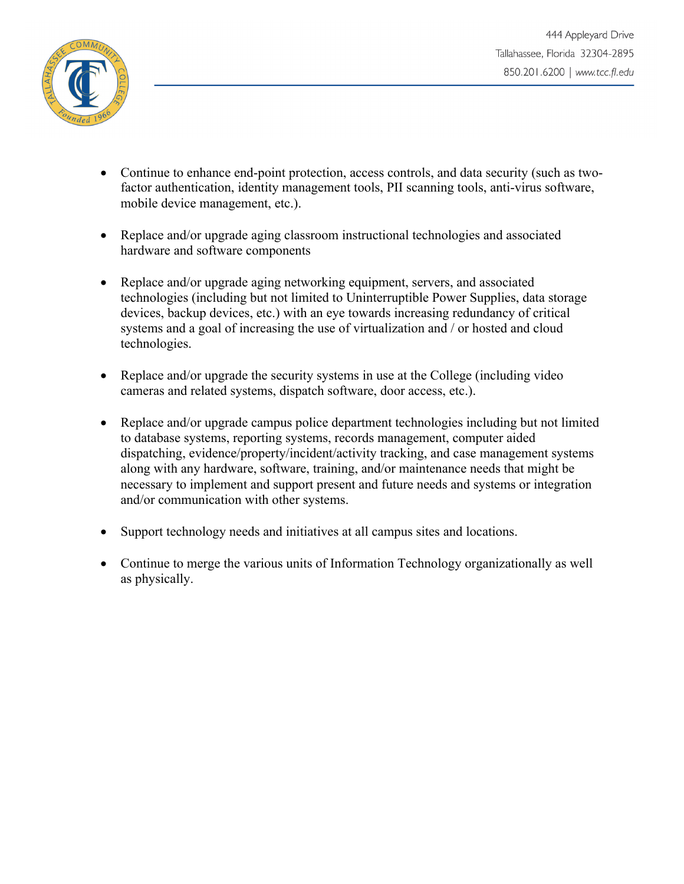- Continue to enhance end-point protection, access controls, and data security (such as two-factor authentication, identity management tools, PII scanning tools, anti-virus software, mobile device management, etc.).

- Replace and/or upgrade aging classroom instructional technologies and associated hardware and software components

- Replace and/or upgrade aging networking equipment, servers, and associated technologies (including but not limited to Uninterruptible Power Supplies, data storage devices, backup devices, etc.) with an eye towards increasing redundancy of critical systems and a goal of increasing the use of virtualization and / or hosted and cloud technologies.

- Replace and/or upgrade the security systems in use at the College (including video cameras and related systems, dispatch software, door access, etc.).

- Replace and/or upgrade campus police department technologies including but not limited to database systems, reporting systems, records management, computer aided dispatching, evidence/property/incident/activity tracking, and case management systems along with any hardware, software, training, and/or maintenance needs that might be necessary to implement and support present and future needs and systems or integration and/or communication with other systems.

- Support technology needs and initiatives at all campus sites and locations.

- Continue to merge the various units of Information Technology organizationally as well as physically.